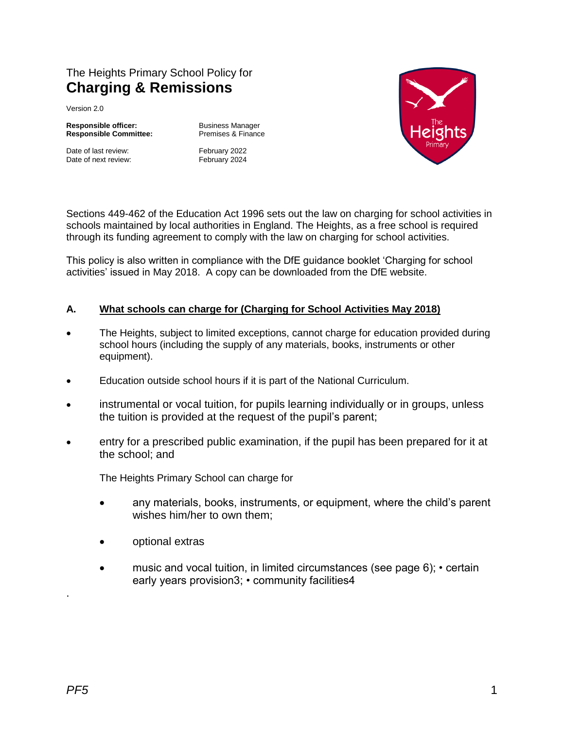The Heights Primary School Policy for
# Charging & Remissions

Version 2.0

| | |
|---|---|
| **Responsible officer:** | Business Manager |
| **Responsible Committee:** | Premises & Finance |
| Date of last review: | February 2022 |
| Date of next review: | February 2024 |

Sections 449-462 of the Education Act 1996 sets out the law on charging for school activities in schools maintained by local authorities in England. The Heights, as a free school is required through its funding agreement to comply with the law on charging for school activities.

This policy is also written in compliance with the DfE guidance booklet 'Charging for school activities' issued in May 2018. A copy can be downloaded from the DfE website.

## A. What schools can charge for (Charging for School Activities May 2018)

- The Heights, subject to limited exceptions, cannot charge for education provided during school hours (including the supply of any materials, books, instruments or other equipment).
- Education outside school hours if it is part of the National Curriculum.
- instrumental or vocal tuition, for pupils learning individually or in groups, unless the tuition is provided at the request of the pupil's parent;
- entry for a prescribed public examination, if the pupil has been prepared for it at the school; and

  The Heights Primary School can charge for

  - any materials, books, instruments, or equipment, where the child's parent wishes him/her to own them;
  - optional extras
  - music and vocal tuition, in limited circumstances (see page 6); • certain early years provision3; • community facilities4

.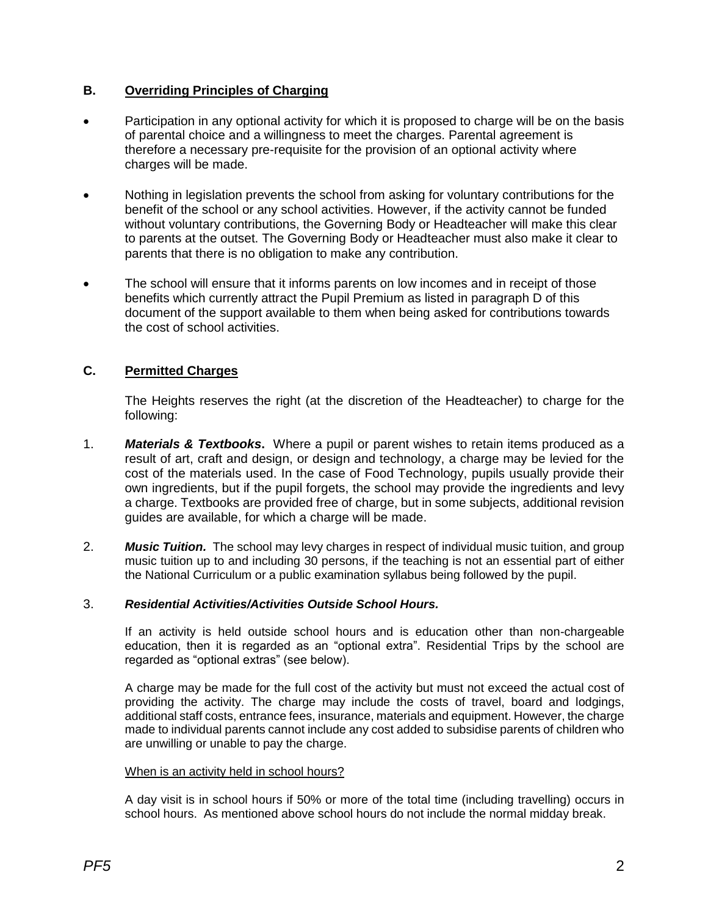## B. Overriding Principles of Charging

- Participation in any optional activity for which it is proposed to charge will be on the basis of parental choice and a willingness to meet the charges. Parental agreement is therefore a necessary pre-requisite for the provision of an optional activity where charges will be made.
- Nothing in legislation prevents the school from asking for voluntary contributions for the benefit of the school or any school activities. However, if the activity cannot be funded without voluntary contributions, the Governing Body or Headteacher will make this clear to parents at the outset. The Governing Body or Headteacher must also make it clear to parents that there is no obligation to make any contribution.
- The school will ensure that it informs parents on low incomes and in receipt of those benefits which currently attract the Pupil Premium as listed in paragraph D of this document of the support available to them when being asked for contributions towards the cost of school activities.

## C. Permitted Charges

The Heights reserves the right (at the discretion of the Headteacher) to charge for the following:

1. ***Materials & Textbooks*.** Where a pupil or parent wishes to retain items produced as a result of art, craft and design, or design and technology, a charge may be levied for the cost of the materials used. In the case of Food Technology, pupils usually provide their own ingredients, but if the pupil forgets, the school may provide the ingredients and levy a charge. Textbooks are provided free of charge, but in some subjects, additional revision guides are available, for which a charge will be made.

2. ***Music Tuition.*** The school may levy charges in respect of individual music tuition, and group music tuition up to and including 30 persons, if the teaching is not an essential part of either the National Curriculum or a public examination syllabus being followed by the pupil.

3. ***Residential Activities/Activities Outside School Hours.***

   If an activity is held outside school hours and is education other than non-chargeable education, then it is regarded as an "optional extra". Residential Trips by the school are regarded as "optional extras" (see below).

   A charge may be made for the full cost of the activity but must not exceed the actual cost of providing the activity. The charge may include the costs of travel, board and lodgings, additional staff costs, entrance fees, insurance, materials and equipment. However, the charge made to individual parents cannot include any cost added to subsidise parents of children who are unwilling or unable to pay the charge.

   When is an activity held in school hours?

   A day visit is in school hours if 50% or more of the total time (including travelling) occurs in school hours. As mentioned above school hours do not include the normal midday break.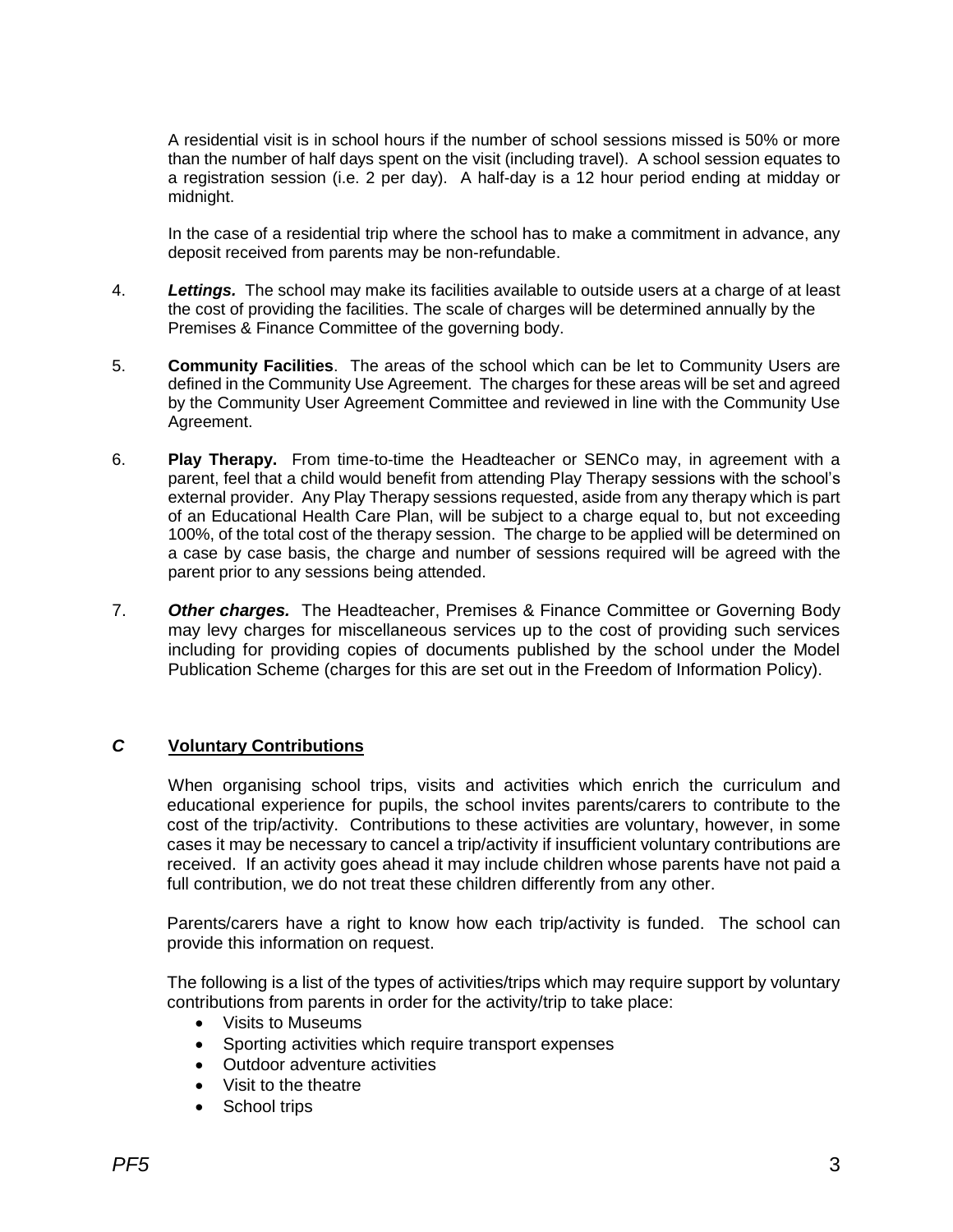A residential visit is in school hours if the number of school sessions missed is 50% or more than the number of half days spent on the visit (including travel). A school session equates to a registration session (i.e. 2 per day). A half-day is a 12 hour period ending at midday or midnight.

In the case of a residential trip where the school has to make a commitment in advance, any deposit received from parents may be non-refundable.

4. ***Lettings.*** The school may make its facilities available to outside users at a charge of at least the cost of providing the facilities. The scale of charges will be determined annually by the Premises & Finance Committee of the governing body.

5. **Community Facilities**. The areas of the school which can be let to Community Users are defined in the Community Use Agreement. The charges for these areas will be set and agreed by the Community User Agreement Committee and reviewed in line with the Community Use Agreement.

6. **Play Therapy.** From time-to-time the Headteacher or SENCo may, in agreement with a parent, feel that a child would benefit from attending Play Therapy sessions with the school's external provider. Any Play Therapy sessions requested, aside from any therapy which is part of an Educational Health Care Plan, will be subject to a charge equal to, but not exceeding 100%, of the total cost of the therapy session. The charge to be applied will be determined on a case by case basis, the charge and number of sessions required will be agreed with the parent prior to any sessions being attended.

7. ***Other charges.*** The Headteacher, Premises & Finance Committee or Governing Body may levy charges for miscellaneous services up to the cost of providing such services including for providing copies of documents published by the school under the Model Publication Scheme (charges for this are set out in the Freedom of Information Policy).

## *C* <u>Voluntary Contributions</u>

When organising school trips, visits and activities which enrich the curriculum and educational experience for pupils, the school invites parents/carers to contribute to the cost of the trip/activity. Contributions to these activities are voluntary, however, in some cases it may be necessary to cancel a trip/activity if insufficient voluntary contributions are received. If an activity goes ahead it may include children whose parents have not paid a full contribution, we do not treat these children differently from any other.

Parents/carers have a right to know how each trip/activity is funded. The school can provide this information on request.

The following is a list of the types of activities/trips which may require support by voluntary contributions from parents in order for the activity/trip to take place:

- Visits to Museums
- Sporting activities which require transport expenses
- Outdoor adventure activities
- Visit to the theatre
- School trips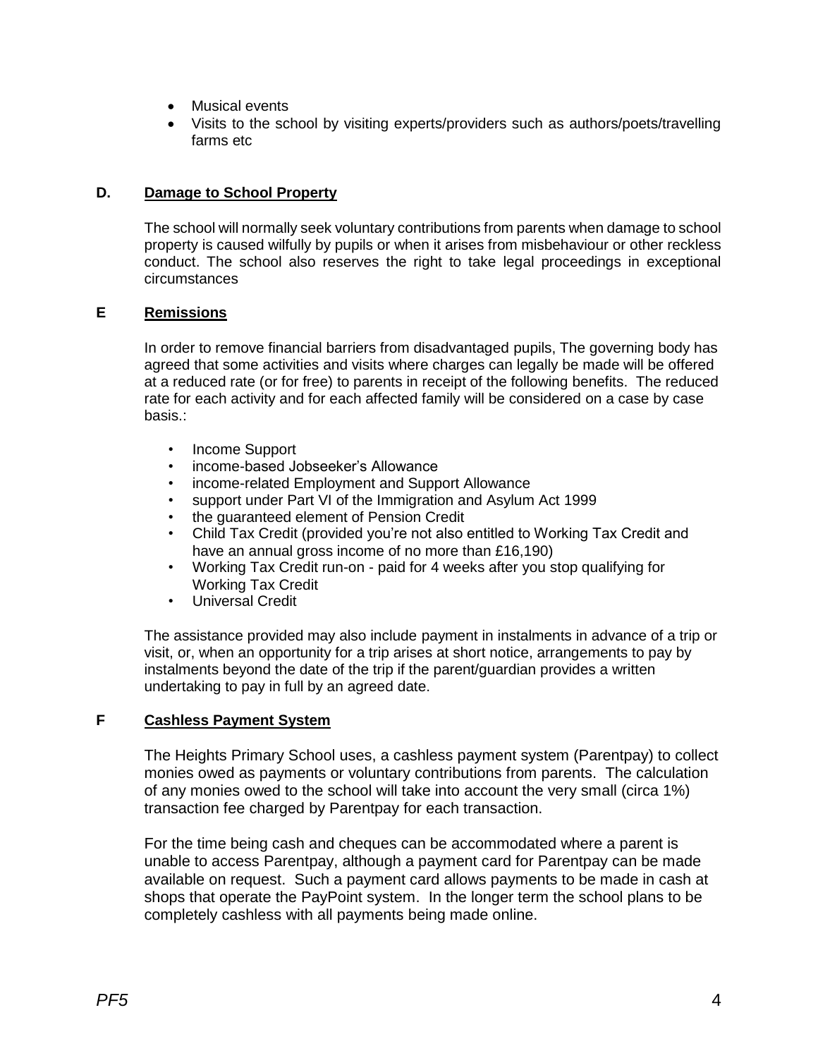- Musical events
- Visits to the school by visiting experts/providers such as authors/poets/travelling farms etc

## D. Damage to School Property

The school will normally seek voluntary contributions from parents when damage to school property is caused wilfully by pupils or when it arises from misbehaviour or other reckless conduct. The school also reserves the right to take legal proceedings in exceptional circumstances

## E Remissions

In order to remove financial barriers from disadvantaged pupils, The governing body has agreed that some activities and visits where charges can legally be made will be offered at a reduced rate (or for free) to parents in receipt of the following benefits. The reduced rate for each activity and for each affected family will be considered on a case by case basis.:

- Income Support
- income-based Jobseeker's Allowance
- income-related Employment and Support Allowance
- support under Part VI of the Immigration and Asylum Act 1999
- the guaranteed element of Pension Credit
- Child Tax Credit (provided you're not also entitled to Working Tax Credit and have an annual gross income of no more than £16,190)
- Working Tax Credit run-on - paid for 4 weeks after you stop qualifying for Working Tax Credit
- Universal Credit

The assistance provided may also include payment in instalments in advance of a trip or visit, or, when an opportunity for a trip arises at short notice, arrangements to pay by instalments beyond the date of the trip if the parent/guardian provides a written undertaking to pay in full by an agreed date.

## F Cashless Payment System

The Heights Primary School uses, a cashless payment system (Parentpay) to collect monies owed as payments or voluntary contributions from parents. The calculation of any monies owed to the school will take into account the very small (circa 1%) transaction fee charged by Parentpay for each transaction.

For the time being cash and cheques can be accommodated where a parent is unable to access Parentpay, although a payment card for Parentpay can be made available on request. Such a payment card allows payments to be made in cash at shops that operate the PayPoint system. In the longer term the school plans to be completely cashless with all payments being made online.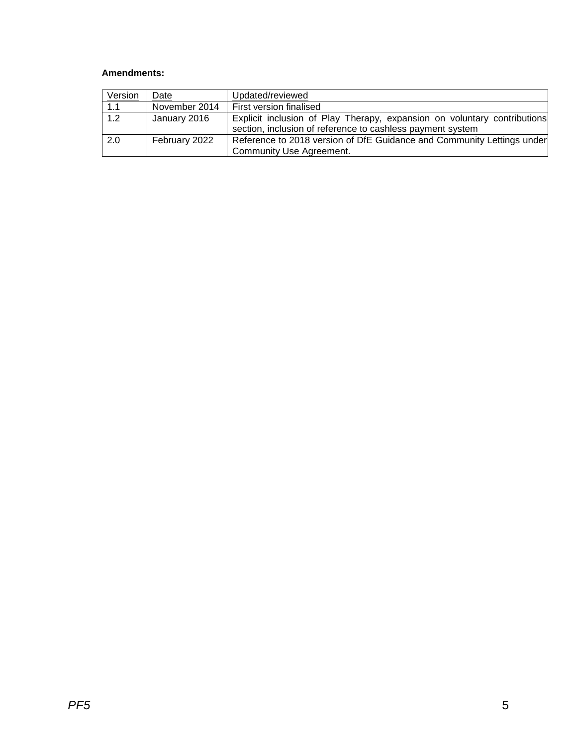**Amendments:**

| Version | Date | Updated/reviewed |
|---|---|---|
| 1.1 | November 2014 | First version finalised |
| 1.2 | January 2016 | Explicit inclusion of Play Therapy, expansion on voluntary contributions section, inclusion of reference to cashless payment system |
| 2.0 | February 2022 | Reference to 2018 version of DfE Guidance and Community Lettings under Community Use Agreement. |